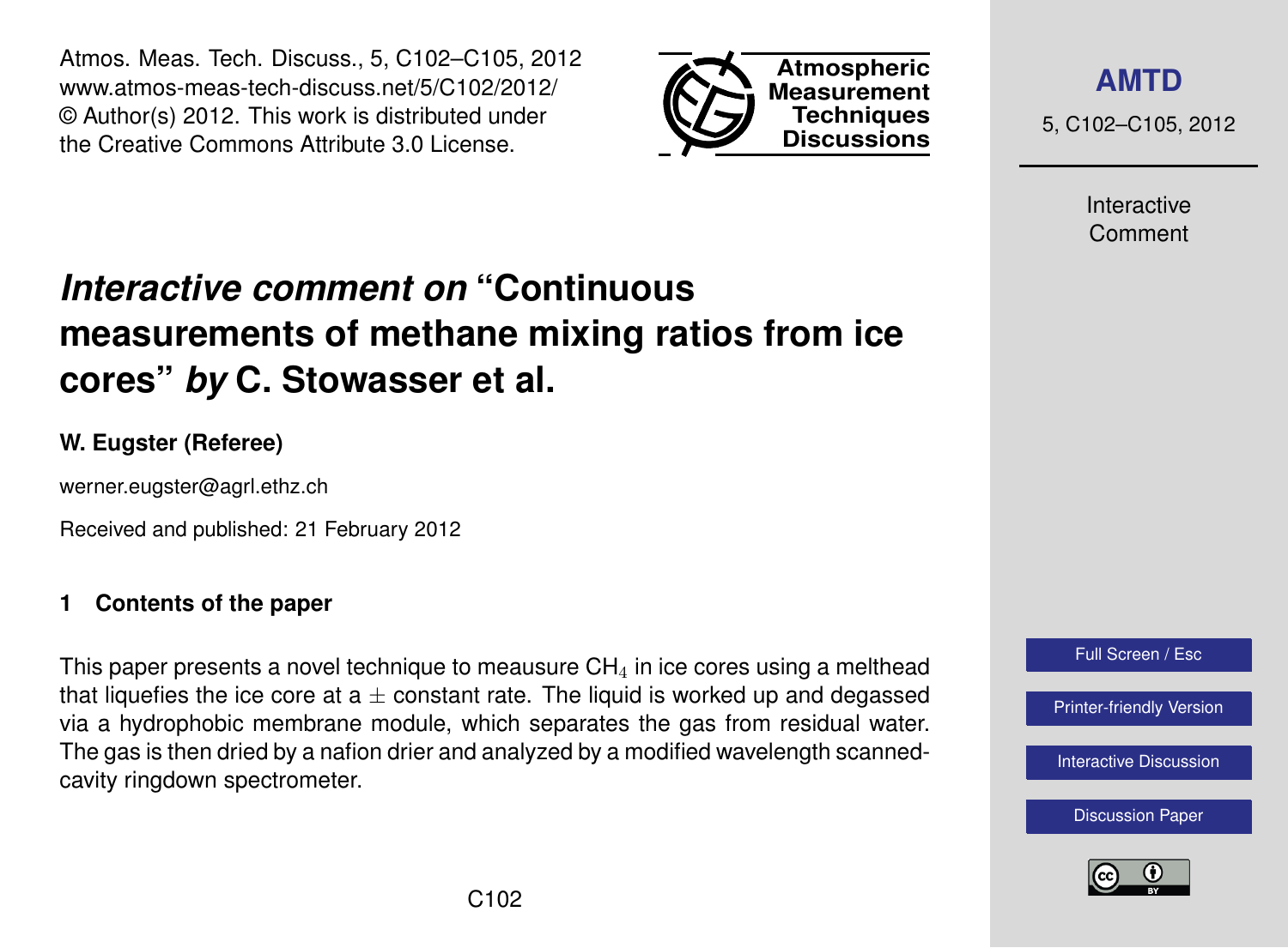# *Interactive comment on* "Continuous measurements of methane mixing ratios from ice cores" *by* C. Stowasser et al.

**W. Eugster (Referee)**

werner.eugster@agrl.ethz.ch

Received and published: 21 February 2012

## 1 Contents of the paper

This paper presents a novel technique to meausure $CH_4$ in ice cores using a melthead that liquefies the ice core at a $\pm$ constant rate. The liquid is worked up and degassed via a hydrophobic membrane module, which separates the gas from residual water. The gas is then dried by a nafion drier and analyzed by a modified wavelength scanned-cavity ringdown spectrometer.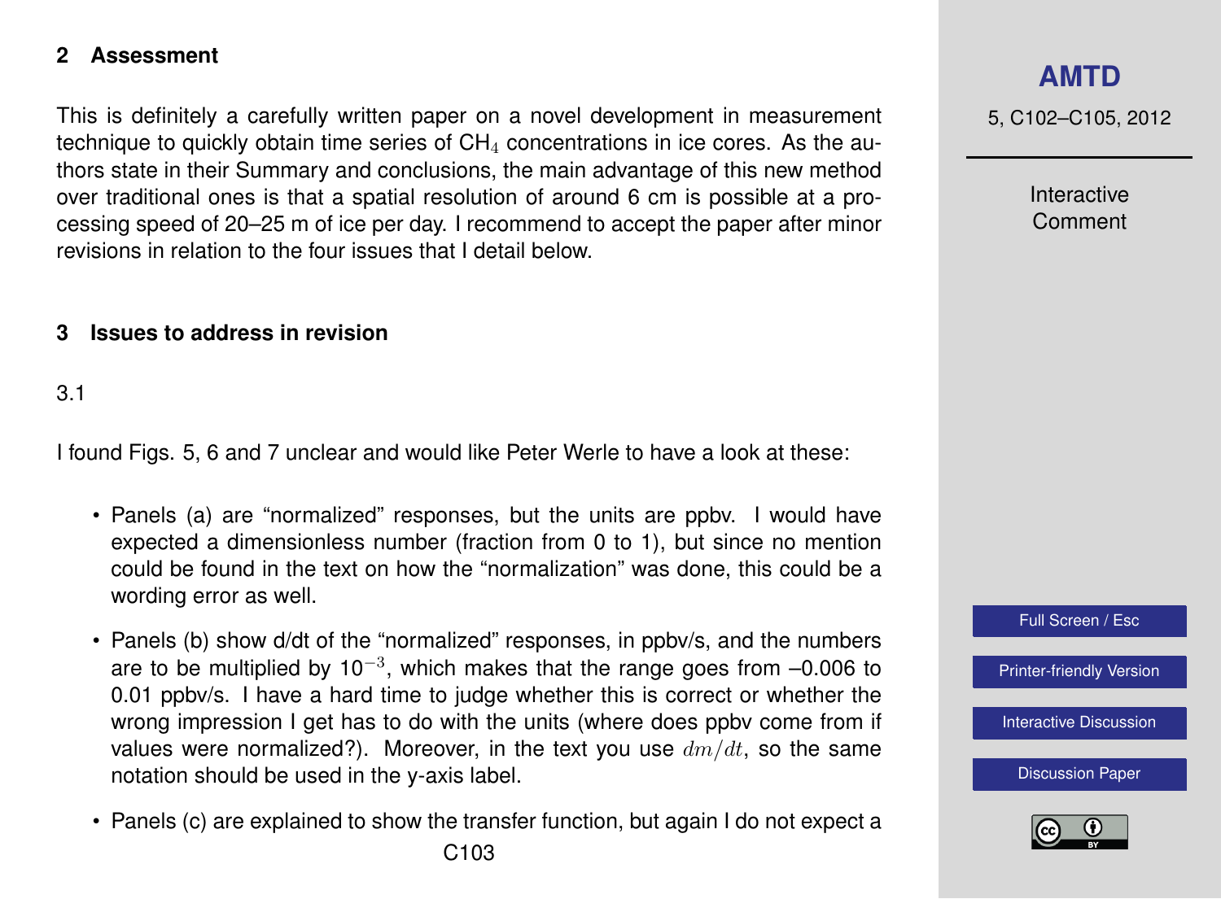## 2 Assessment

This is definitely a carefully written paper on a novel development in measurement technique to quickly obtain time series of $CH_4$ concentrations in ice cores. As the authors state in their Summary and conclusions, the main advantage of this new method over traditional ones is that a spatial resolution of around 6 cm is possible at a processing speed of 20–25 m of ice per day. I recommend to accept the paper after minor revisions in relation to the four issues that I detail below.

## 3 Issues to address in revision

3.1

I found Figs. 5, 6 and 7 unclear and would like Peter Werle to have a look at these:

- Panels (a) are "normalized" responses, but the units are ppbv. I would have expected a dimensionless number (fraction from 0 to 1), but since no mention could be found in the text on how the "normalization" was done, this could be a wording error as well.
- Panels (b) show d/dt of the "normalized" responses, in ppbv/s, and the numbers are to be multiplied by $10^{-3}$, which makes that the range goes from –0.006 to 0.01 ppbv/s. I have a hard time to judge whether this is correct or whether the wrong impression I get has to do with the units (where does ppbv come from if values were normalized?). Moreover, in the text you use $dm/dt$, so the same notation should be used in the y-axis label.
- Panels (c) are explained to show the transfer function, but again I do not expect a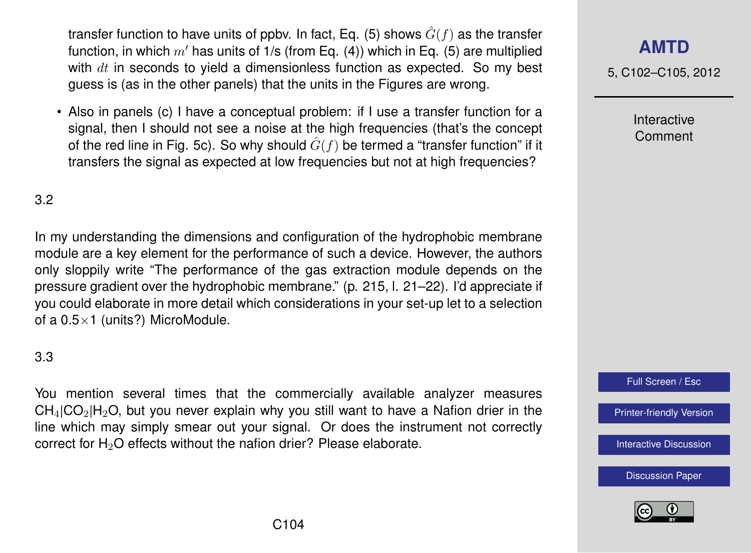transfer function to have units of ppbv. In fact, Eq. (5) shows $\hat{G}(f)$ as the transfer function, in which $m'$ has units of 1/s (from Eq. (4)) which in Eq. (5) are multiplied with $dt$ in seconds to yield a dimensionless function as expected. So my best guess is (as in the other panels) that the units in the Figures are wrong.

- Also in panels (c) I have a conceptual problem: if I use a transfer function for a signal, then I should not see a noise at the high frequencies (that's the concept of the red line in Fig. 5c). So why should $\hat{G}(f)$ be termed a "transfer function" if it transfers the signal as expected at low frequencies but not at high frequencies?

3.2

In my understanding the dimensions and configuration of the hydrophobic membrane module are a key element for the performance of such a device. However, the authors only sloppily write "The performance of the gas extraction module depends on the pressure gradient over the hydrophobic membrane." (p. 215, l. 21–22). I'd appreciate if you could elaborate in more detail which considerations in your set-up let to a selection of a $0.5 \times 1$ (units?) MicroModule.

3.3

You mention several times that the commercially available analyzer measures $CH_4$|$CO_2$|$H_2O$, but you never explain why you still want to have a Nafion drier in the line which may simply smear out your signal. Or does the instrument not correctly correct for $H_2O$ effects without the nafion drier? Please elaborate.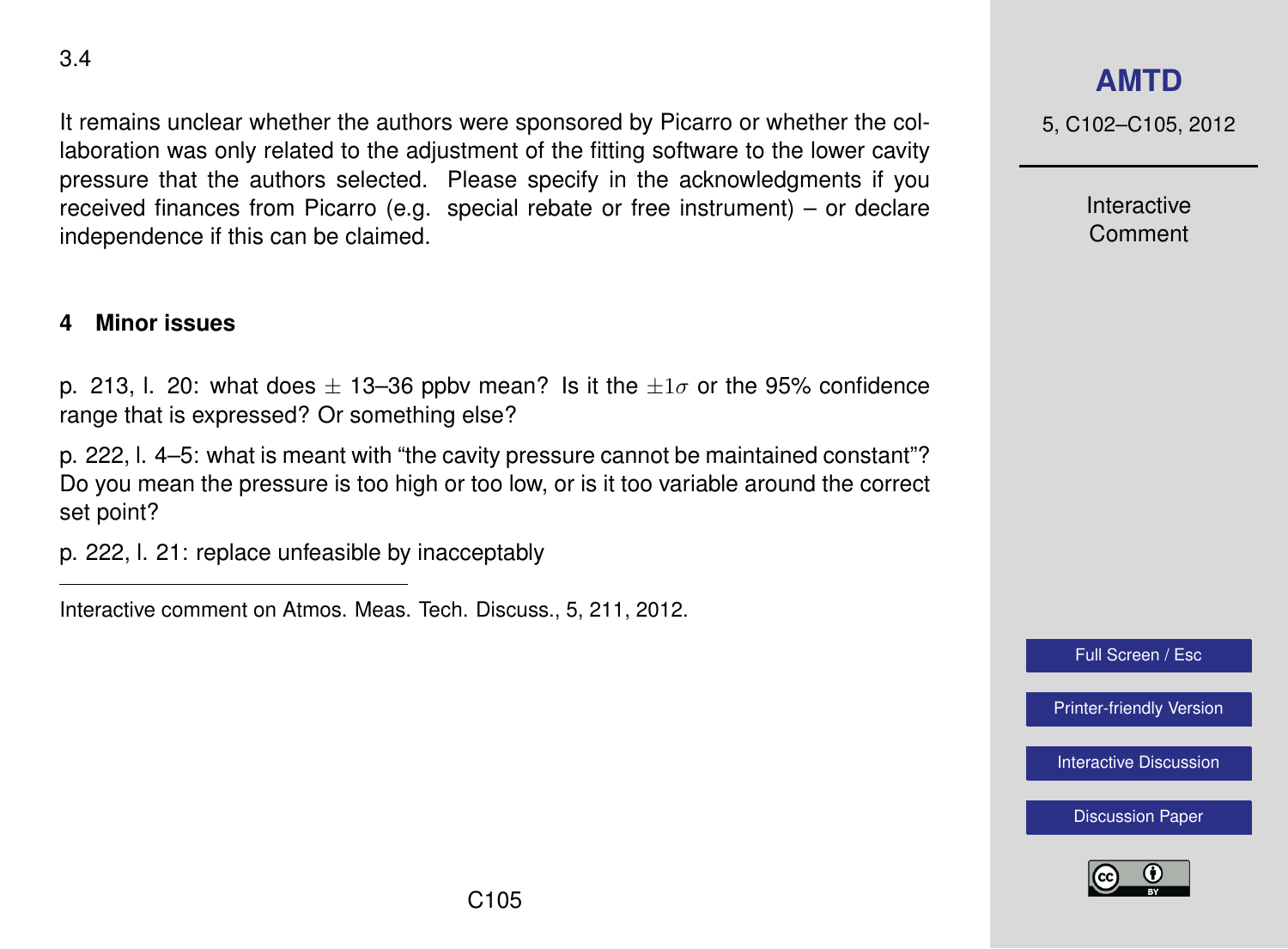3.4

It remains unclear whether the authors were sponsored by Picarro or whether the collaboration was only related to the adjustment of the fitting software to the lower cavity pressure that the authors selected. Please specify in the acknowledgments if you received finances from Picarro (e.g. special rebate or free instrument) – or declare independence if this can be claimed.

## 4 Minor issues

p. 213, l. 20: what does $\pm$ 13–36 ppbv mean? Is it the $\pm 1\sigma$ or the 95% confidence range that is expressed? Or something else?

p. 222, l. 4–5: what is meant with "the cavity pressure cannot be maintained constant"? Do you mean the pressure is too high or too low, or is it too variable around the correct set point?

p. 222, l. 21: replace unfeasible by inacceptably

---

Interactive comment on Atmos. Meas. Tech. Discuss., 5, 211, 2012.